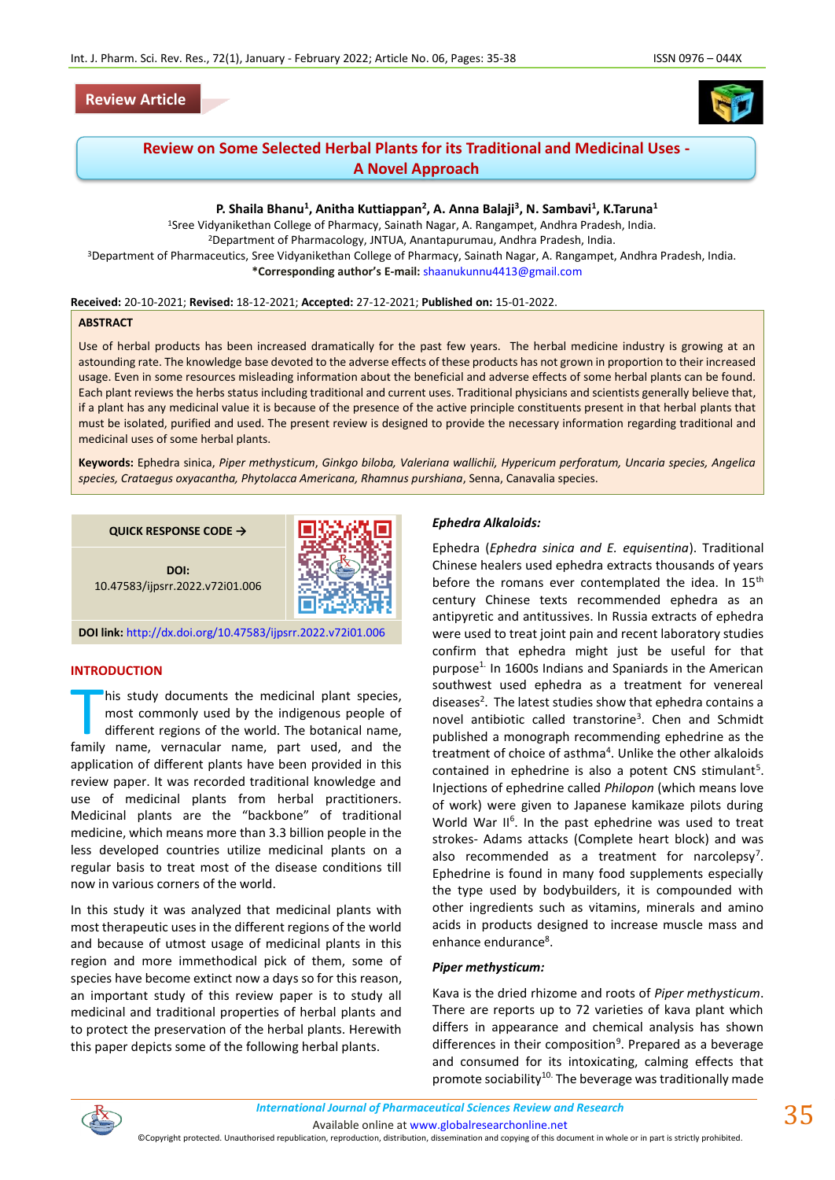Review Article

# Review on Some Selected Herbal Plants for its Traditional and Medicinal Uses - A Novel Approach

**P. Shaila Bhanu[1], Anitha Kuttiappan[2], A. Anna Balaji[3], N. Sambavi[1], K.Taruna[1]**

[1]Sree Vidyanikethan College of Pharmacy, Sainath Nagar, A. Rangampet, Andhra Pradesh, India.
[2]Department of Pharmacology, JNTUA, Anantapurumau, Andhra Pradesh, India.
[3]Department of Pharmaceutics, Sree Vidyanikethan College of Pharmacy, Sainath Nagar, A. Rangampet, Andhra Pradesh, India.
**\*Corresponding author's E-mail:** shaanukunnu4413@gmail.com

**Received:** 20-10-2021; **Revised:** 18-12-2021; **Accepted:** 27-12-2021; **Published on:** 15-01-2022.

## ABSTRACT

Use of herbal products has been increased dramatically for the past few years. The herbal medicine industry is growing at an astounding rate. The knowledge base devoted to the adverse effects of these products has not grown in proportion to their increased usage. Even in some resources misleading information about the beneficial and adverse effects of some herbal plants can be found. Each plant reviews the herbs status including traditional and current uses. Traditional physicians and scientists generally believe that, if a plant has any medicinal value it is because of the presence of the active principle constituents present in that herbal plants that must be isolated, purified and used. The present review is designed to provide the necessary information regarding traditional and medicinal uses of some herbal plants.

**Keywords:** Ephedra sinica, *Piper methysticum, Ginkgo biloba, Valeriana wallichii, Hypericum perforatum, Uncaria species, Angelica species, Crataegus oxyacantha, Phytolacca Americana, Rhamnus purshiana*, Senna, Canavalia species.

QUICK RESPONSE CODE →

**DOI:** 10.47583/ijpsrr.2022.v72i01.006

**DOI link:** http://dx.doi.org/10.47583/ijpsrr.2022.v72i01.006

## INTRODUCTION

This study documents the medicinal plant species, most commonly used by the indigenous people of different regions of the world. The botanical name, family name, vernacular name, part used, and the application of different plants have been provided in this review paper. It was recorded traditional knowledge and use of medicinal plants from herbal practitioners. Medicinal plants are the "backbone" of traditional medicine, which means more than 3.3 billion people in the less developed countries utilize medicinal plants on a regular basis to treat most of the disease conditions till now in various corners of the world.

In this study it was analyzed that medicinal plants with most therapeutic uses in the different regions of the world and because of utmost usage of medicinal plants in this region and more immethodical pick of them, some of species have become extinct now a days so for this reason, an important study of this review paper is to study all medicinal and traditional properties of herbal plants and to protect the preservation of the herbal plants. Herewith this paper depicts some of the following herbal plants.

### *Ephedra Alkaloids:*

Ephedra (*Ephedra sinica and E. equisentina*). Traditional Chinese healers used ephedra extracts thousands of years before the romans ever contemplated the idea. In 15th century Chinese texts recommended ephedra as an antipyretic and antitussives. In Russia extracts of ephedra were used to treat joint pain and recent laboratory studies confirm that ephedra might just be useful for that purpose[1]. In 1600s Indians and Spaniards in the American southwest used ephedra as a treatment for venereal diseases[2]. The latest studies show that ephedra contains a novel antibiotic called transtorine[3]. Chen and Schmidt published a monograph recommending ephedrine as the treatment of choice of asthma[4]. Unlike the other alkaloids contained in ephedrine is also a potent CNS stimulant[5]. Injections of ephedrine called *Philopon* (which means love of work) were given to Japanese kamikaze pilots during World War II[6]. In the past ephedrine was used to treat strokes- Adams attacks (Complete heart block) and was also recommended as a treatment for narcolepsy[7]. Ephedrine is found in many food supplements especially the type used by bodybuilders, it is compounded with other ingredients such as vitamins, minerals and amino acids in products designed to increase muscle mass and enhance endurance[8].

### *Piper methysticum:*

Kava is the dried rhizome and roots of *Piper methysticum*. There are reports up to 72 varieties of kava plant which differs in appearance and chemical analysis has shown differences in their composition[9]. Prepared as a beverage and consumed for its intoxicating, calming effects that promote sociability[10]. The beverage was traditionally made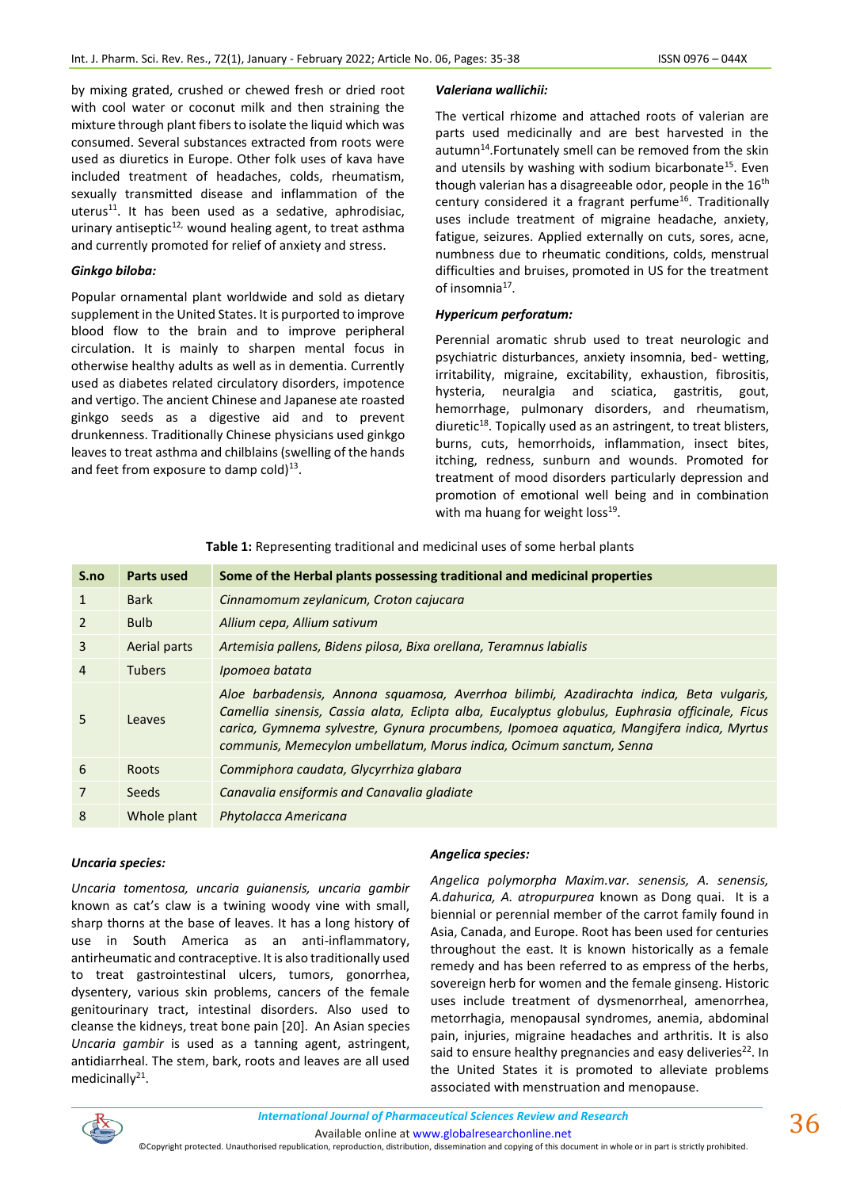by mixing grated, crushed or chewed fresh or dried root with cool water or coconut milk and then straining the mixture through plant fibers to isolate the liquid which was consumed. Several substances extracted from roots were used as diuretics in Europe. Other folk uses of kava have included treatment of headaches, colds, rheumatism, sexually transmitted disease and inflammation of the uterus[11]. It has been used as a sedative, aphrodisiac, urinary antiseptic[12,] wound healing agent, to treat asthma and currently promoted for relief of anxiety and stress.

***Ginkgo biloba:***

Popular ornamental plant worldwide and sold as dietary supplement in the United States. It is purported to improve blood flow to the brain and to improve peripheral circulation. It is mainly to sharpen mental focus in otherwise healthy adults as well as in dementia. Currently used as diabetes related circulatory disorders, impotence and vertigo. The ancient Chinese and Japanese ate roasted ginkgo seeds as a digestive aid and to prevent drunkenness. Traditionally Chinese physicians used ginkgo leaves to treat asthma and chilblains (swelling of the hands and feet from exposure to damp cold)[13].

***Valeriana wallichii:***

The vertical rhizome and attached roots of valerian are parts used medicinally and are best harvested in the autumn[14].Fortunately smell can be removed from the skin and utensils by washing with sodium bicarbonate[15]. Even though valerian has a disagreeable odor, people in the 16th century considered it a fragrant perfume[16]. Traditionally uses include treatment of migraine headache, anxiety, fatigue, seizures. Applied externally on cuts, sores, acne, numbness due to rheumatic conditions, colds, menstrual difficulties and bruises, promoted in US for the treatment of insomnia[17].

***Hypericum perforatum:***

Perennial aromatic shrub used to treat neurologic and psychiatric disturbances, anxiety insomnia, bed- wetting, irritability, migraine, excitability, exhaustion, fibrositis, hysteria, neuralgia and sciatica, gastritis, gout, hemorrhage, pulmonary disorders, and rheumatism, diuretic[18]. Topically used as an astringent, to treat blisters, burns, cuts, hemorrhoids, inflammation, insect bites, itching, redness, sunburn and wounds. Promoted for treatment of mood disorders particularly depression and promotion of emotional well being and in combination with ma huang for weight loss[19].

**Table 1:** Representing traditional and medicinal uses of some herbal plants

| S.no | Parts used | Some of the Herbal plants possessing traditional and medicinal properties |
|---|---|---|
| 1 | Bark | *Cinnamomum zeylanicum, Croton cajucara* |
| 2 | Bulb | *Allium cepa, Allium sativum* |
| 3 | Aerial parts | *Artemisia pallens, Bidens pilosa, Bixa orellana, Teramnus labialis* |
| 4 | Tubers | *Ipomoea batata* |
| 5 | Leaves | *Aloe barbadensis, Annona squamosa, Averrhoa bilimbi, Azadirachta indica, Beta vulgaris, Camellia sinensis, Cassia alata, Eclipta alba, Eucalyptus globulus, Euphrasia officinale, Ficus carica, Gymnema sylvestre, Gynura procumbens, Ipomoea aquatica, Mangifera indica, Myrtus communis, Memecylon umbellatum, Morus indica, Ocimum sanctum, Senna* |
| 6 | Roots | *Commiphora caudata, Glycyrrhiza glabara* |
| 7 | Seeds | *Canavalia ensiformis and Canavalia gladiate* |
| 8 | Whole plant | *Phytolacca Americana* |

***Uncaria species:***

*Uncaria tomentosa, uncaria guianensis, uncaria gambir* known as cat's claw is a twining woody vine with small, sharp thorns at the base of leaves. It has a long history of use in South America as an anti-inflammatory, antirheumatic and contraceptive. It is also traditionally used to treat gastrointestinal ulcers, tumors, gonorrhea, dysentery, various skin problems, cancers of the female genitourinary tract, intestinal disorders. Also used to cleanse the kidneys, treat bone pain [20]. An Asian species *Uncaria gambir* is used as a tanning agent, astringent, antidiarrheal. The stem, bark, roots and leaves are all used medicinally[21].

***Angelica species:***

*Angelica polymorpha Maxim.var. senensis, A. senensis, A.dahurica, A. atropurpurea* known as Dong quai. It is a biennial or perennial member of the carrot family found in Asia, Canada, and Europe. Root has been used for centuries throughout the east. It is known historically as a female remedy and has been referred to as empress of the herbs, sovereign herb for women and the female ginseng. Historic uses include treatment of dysmenorrheal, amenorrhea, metorrhagia, menopausal syndromes, anemia, abdominal pain, injuries, migraine headaches and arthritis. It is also said to ensure healthy pregnancies and easy deliveries[22]. In the United States it is promoted to alleviate problems associated with menstruation and menopause.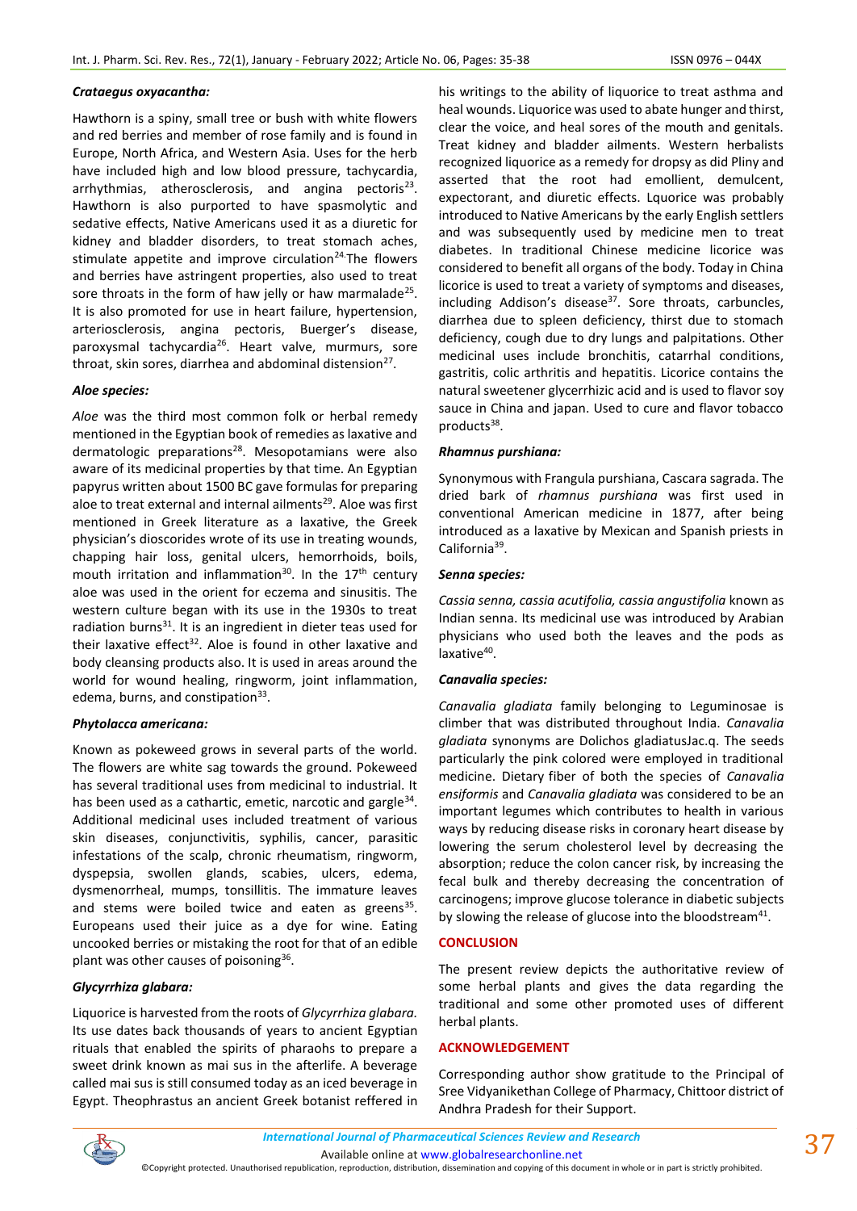### *Crataegus oxyacantha:*

Hawthorn is a spiny, small tree or bush with white flowers and red berries and member of rose family and is found in Europe, North Africa, and Western Asia. Uses for the herb have included high and low blood pressure, tachycardia, arrhythmias, atherosclerosis, and angina pectoris[23]. Hawthorn is also purported to have spasmolytic and sedative effects, Native Americans used it as a diuretic for kidney and bladder disorders, to treat stomach aches, stimulate appetite and improve circulation[24].The flowers and berries have astringent properties, also used to treat sore throats in the form of haw jelly or haw marmalade[25]. It is also promoted for use in heart failure, hypertension, arteriosclerosis, angina pectoris, Buerger's disease, paroxysmal tachycardia[26]. Heart valve, murmurs, sore throat, skin sores, diarrhea and abdominal distension[27].

### *Aloe species:*

*Aloe* was the third most common folk or herbal remedy mentioned in the Egyptian book of remedies as laxative and dermatologic preparations[28]. Mesopotamians were also aware of its medicinal properties by that time. An Egyptian papyrus written about 1500 BC gave formulas for preparing aloe to treat external and internal ailments[29]. Aloe was first mentioned in Greek literature as a laxative, the Greek physician's dioscorides wrote of its use in treating wounds, chapping hair loss, genital ulcers, hemorrhoids, boils, mouth irritation and inflammation[30]. In the 17th century aloe was used in the orient for eczema and sinusitis. The western culture began with its use in the 1930s to treat radiation burns[31]. It is an ingredient in dieter teas used for their laxative effect[32]. Aloe is found in other laxative and body cleansing products also. It is used in areas around the world for wound healing, ringworm, joint inflammation, edema, burns, and constipation[33].

### *Phytolacca americana:*

Known as pokeweed grows in several parts of the world. The flowers are white sag towards the ground. Pokeweed has several traditional uses from medicinal to industrial. It has been used as a cathartic, emetic, narcotic and gargle[34]. Additional medicinal uses included treatment of various skin diseases, conjunctivitis, syphilis, cancer, parasitic infestations of the scalp, chronic rheumatism, ringworm, dyspepsia, swollen glands, scabies, ulcers, edema, dysmenorrheal, mumps, tonsillitis. The immature leaves and stems were boiled twice and eaten as greens[35]. Europeans used their juice as a dye for wine. Eating uncooked berries or mistaking the root for that of an edible plant was other causes of poisoning[36].

### *Glycyrrhiza glabara:*

Liquorice is harvested from the roots of *Glycyrrhiza glabara*. Its use dates back thousands of years to ancient Egyptian rituals that enabled the spirits of pharaohs to prepare a sweet drink known as mai sus in the afterlife. A beverage called mai sus is still consumed today as an iced beverage in Egypt. Theophrastus an ancient Greek botanist reffered in his writings to the ability of liquorice to treat asthma and heal wounds. Liquorice was used to abate hunger and thirst, clear the voice, and heal sores of the mouth and genitals. Treat kidney and bladder ailments. Western herbalists recognized liquorice as a remedy for dropsy as did Pliny and asserted that the root had emollient, demulcent, expectorant, and diuretic effects. Lquorice was probably introduced to Native Americans by the early English settlers and was subsequently used by medicine men to treat diabetes. In traditional Chinese medicine licorice was considered to benefit all organs of the body. Today in China licorice is used to treat a variety of symptoms and diseases, including Addison's disease[37]. Sore throats, carbuncles, diarrhea due to spleen deficiency, thirst due to stomach deficiency, cough due to dry lungs and palpitations. Other medicinal uses include bronchitis, catarrhal conditions, gastritis, colic arthritis and hepatitis. Licorice contains the natural sweetener glycerrhizic acid and is used to flavor soy sauce in China and japan. Used to cure and flavor tobacco products[38].

### *Rhamnus purshiana:*

Synonymous with Frangula purshiana, Cascara sagrada. The dried bark of *rhamnus purshiana* was first used in conventional American medicine in 1877, after being introduced as a laxative by Mexican and Spanish priests in California[39].

### *Senna species:*

*Cassia senna, cassia acutifolia, cassia angustifolia* known as Indian senna. Its medicinal use was introduced by Arabian physicians who used both the leaves and the pods as laxative[40].

### *Canavalia species:*

*Canavalia gladiata* family belonging to Leguminosae is climber that was distributed throughout India. *Canavalia gladiata* synonyms are Dolichos gladiatusJac.q. The seeds particularly the pink colored were employed in traditional medicine. Dietary fiber of both the species of *Canavalia ensiformis* and *Canavalia gladiata* was considered to be an important legumes which contributes to health in various ways by reducing disease risks in coronary heart disease by lowering the serum cholesterol level by decreasing the absorption; reduce the colon cancer risk, by increasing the fecal bulk and thereby decreasing the concentration of carcinogens; improve glucose tolerance in diabetic subjects by slowing the release of glucose into the bloodstream[41].

## CONCLUSION

The present review depicts the authoritative review of some herbal plants and gives the data regarding the traditional and some other promoted uses of different herbal plants.

## ACKNOWLEDGEMENT

Corresponding author show gratitude to the Principal of Sree Vidyanikethan College of Pharmacy, Chittoor district of Andhra Pradesh for their Support.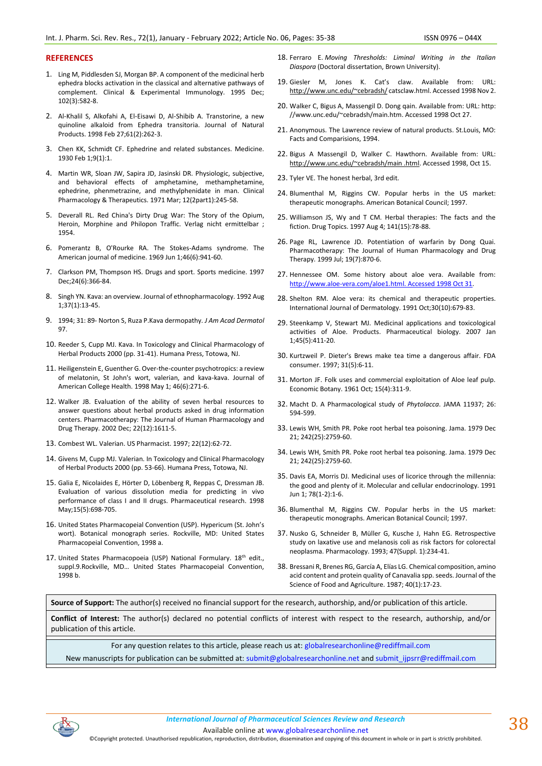## REFERENCES

1. Ling M, Piddlesden SJ, Morgan BP. A component of the medicinal herb ephedra blocks activation in the classical and alternative pathways of complement. Clinical & Experimental Immunology. 1995 Dec; 102(3):582-8.
2. Al-Khalil S, Alkofahi A, El-Eisawi D, Al-Shibib A. Transtorine, a new quinoline alkaloid from Ephedra transitoria. Journal of Natural Products. 1998 Feb 27;61(2):262-3.
3. Chen KK, Schmidt CF. Ephedrine and related substances. Medicine. 1930 Feb 1;9(1):1.
4. Martin WR, Sloan JW, Sapira JD, Jasinski DR. Physiologic, subjective, and behavioral effects of amphetamine, methamphetamine, ephedrine, phenmetrazine, and methylphenidate in man. Clinical Pharmacology & Therapeutics. 1971 Mar; 12(2part1):245-58.
5. Deverall RL. Red China's Dirty Drug War: The Story of the Opium, Heroin, Morphine and Philopon Traffic. Verlag nicht ermittelbar ; 1954.
6. Pomerantz B, O'Rourke RA. The Stokes-Adams syndrome. The American journal of medicine. 1969 Jun 1;46(6):941-60.
7. Clarkson PM, Thompson HS. Drugs and sport. Sports medicine. 1997 Dec;24(6):366-84.
8. Singh YN. Kava: an overview. Journal of ethnopharmacology. 1992 Aug 1;37(1):13-45.
9. 1994; 31: 89- Norton S, Ruza P.Kava dermopathy. *J Am Acad Dermatol* 97.
10. Reeder S, Cupp MJ. Kava. In Toxicology and Clinical Pharmacology of Herbal Products 2000 (pp. 31-41). Humana Press, Totowa, NJ.
11. Heiligenstein E, Guenther G. Over-the-counter psychotropics: a review of melatonin, St John's wort, valerian, and kava-kava. Journal of American College Health. 1998 May 1; 46(6):271-6.
12. Walker JB. Evaluation of the ability of seven herbal resources to answer questions about herbal products asked in drug information centers. Pharmacotherapy: The Journal of Human Pharmacology and Drug Therapy. 2002 Dec; 22(12):1611-5.
13. Combest WL. Valerian. US Pharmacist. 1997; 22(12):62-72.
14. Givens M, Cupp MJ. Valerian. In Toxicology and Clinical Pharmacology of Herbal Products 2000 (pp. 53-66). Humana Press, Totowa, NJ.
15. Galia E, Nicolaides E, Hörter D, Löbenberg R, Reppas C, Dressman JB. Evaluation of various dissolution media for predicting in vivo performance of class I and II drugs. Pharmaceutical research. 1998 May;15(5):698-705.
16. United States Pharmacopeial Convention (USP). Hypericum (St. John's wort). Botanical monograph series. Rockville, MD: United States Pharmacopeial Convention, 1998 a.
17. United States Pharmacopoeia (USP) National Formulary. 18th edit., suppl.9.Rockville, MD… United States Pharmacopeial Convention, 1998 b.
18. Ferraro E. *Moving Thresholds: Liminal Writing in the Italian Diaspora* (Doctoral dissertation, Brown University).
19. Giesler M, Jones K. Cat's claw. Available from: URL: http://www.unc.edu/~cebradsh/ catsclaw.html. Accessed 1998 Nov 2.
20. Walker C, Bigus A, Massengil D. Dong qain. Available from: URL: http: //www.unc.edu/~cebradsh/main.htm. Accessed 1998 Oct 27.
21. Anonymous. The Lawrence review of natural products. St.Louis, MO: Facts and Comparisions, 1994.
22. Bigus A Massengil D, Walker C. Hawthorn. Available from: URL: http://www.unc.edu/~cebradsh/main .html. Accessed 1998, Oct 15.
23. Tyler VE. The honest herbal, 3rd edit.
24. Blumenthal M, Riggins CW. Popular herbs in the US market: therapeutic monographs. American Botanical Council; 1997.
25. Williamson JS, Wy and T CM. Herbal therapies: The facts and the fiction. Drug Topics. 1997 Aug 4; 141(15):78-88.
26. Page RL, Lawrence JD. Potentiation of warfarin by Dong Quai. Pharmacotherapy: The Journal of Human Pharmacology and Drug Therapy. 1999 Jul; 19(7):870-6.
27. Hennessee OM. Some history about aloe vera. Available from: http://www.aloe-vera.com/aloe1.html. Accessed 1998 Oct 31.
28. Shelton RM. Aloe vera: its chemical and therapeutic properties. International Journal of Dermatology. 1991 Oct;30(10):679-83.
29. Steenkamp V, Stewart MJ. Medicinal applications and toxicological activities of Aloe. Products. Pharmaceutical biology. 2007 Jan 1;45(5):411-20.
30. Kurtzweil P. Dieter's Brews make tea time a dangerous affair. FDA consumer. 1997; 31(5):6-11.
31. Morton JF. Folk uses and commercial exploitation of Aloe leaf pulp. Economic Botany. 1961 Oct; 15(4):311-9.
32. Macht D. A Pharmacological study of *Phytolacca*. JAMA 11937; 26: 594-599.
33. Lewis WH, Smith PR. Poke root herbal tea poisoning. Jama. 1979 Dec 21; 242(25):2759-60.
34. Lewis WH, Smith PR. Poke root herbal tea poisoning. Jama. 1979 Dec 21; 242(25):2759-60.
35. Davis EA, Morris DJ. Medicinal uses of licorice through the millennia: the good and plenty of it. Molecular and cellular endocrinology. 1991 Jun 1; 78(1-2):1-6.
36. Blumenthal M, Riggins CW. Popular herbs in the US market: therapeutic monographs. American Botanical Council; 1997.
37. Nusko G, Schneider B, Müller G, Kusche J, Hahn EG. Retrospective study on laxative use and melanosis coli as risk factors for colorectal neoplasma. Pharmacology. 1993; 47(Suppl. 1):234-41.
38. Bressani R, Brenes RG, García A, Elías LG. Chemical composition, amino acid content and protein quality of Canavalia spp. seeds. Journal of the Science of Food and Agriculture. 1987; 40(1):17-23.

**Source of Support:** The author(s) received no financial support for the research, authorship, and/or publication of this article.

**Conflict of Interest:** The author(s) declared no potential conflicts of interest with respect to the research, authorship, and/or publication of this article.

For any question relates to this article, please reach us at: globalresearchonline@rediffmail.com

New manuscripts for publication can be submitted at: submit@globalresearchonline.net and submit_ijpsrr@rediffmail.com